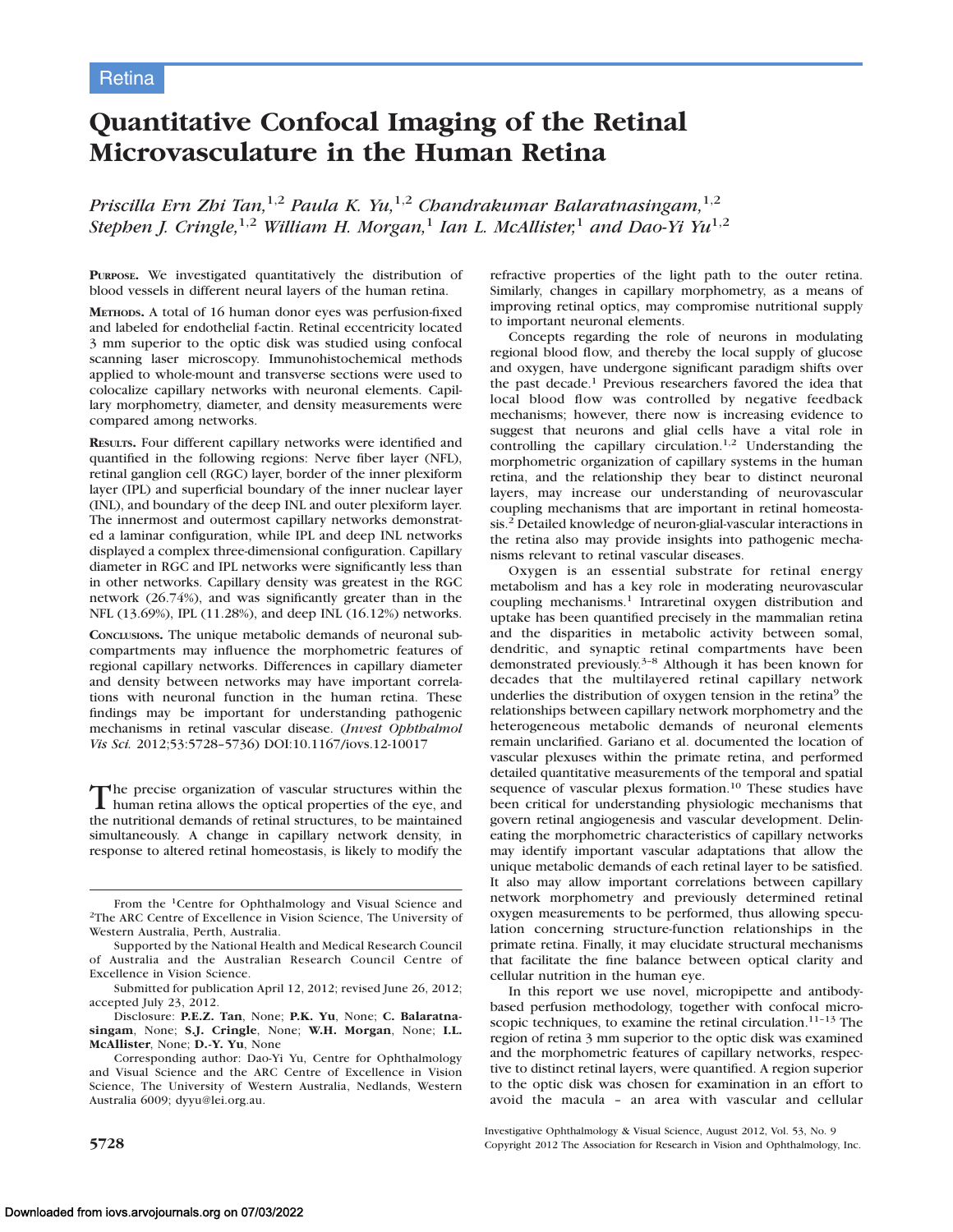Retina

# Quantitative Confocal Imaging of the Retinal Microvasculature in the Human Retina

*Priscilla Ern Zhi Tan,[1,2] Paula K. Yu,[1,2] Chandrakumar Balaratnasingam,[1,2] Stephen J. Cringle,[1,2] William H. Morgan,[1] Ian L. McAllister,[1] and Dao-Yi Yu[1,2]*

**Purpose.** We investigated quantitatively the distribution of blood vessels in different neural layers of the human retina.

**Methods.** A total of 16 human donor eyes was perfusion-fixed and labeled for endothelial f-actin. Retinal eccentricity located 3 mm superior to the optic disk was studied using confocal scanning laser microscopy. Immunohistochemical methods applied to whole-mount and transverse sections were used to colocalize capillary networks with neuronal elements. Capillary morphometry, diameter, and density measurements were compared among networks.

**Results.** Four different capillary networks were identified and quantified in the following regions: Nerve fiber layer (NFL), retinal ganglion cell (RGC) layer, border of the inner plexiform layer (IPL) and superficial boundary of the inner nuclear layer (INL), and boundary of the deep INL and outer plexiform layer. The innermost and outermost capillary networks demonstrated a laminar configuration, while IPL and deep INL networks displayed a complex three-dimensional configuration. Capillary diameter in RGC and IPL networks were significantly less than in other networks. Capillary density was greatest in the RGC network (26.74%), and was significantly greater than in the NFL (13.69%), IPL (11.28%), and deep INL (16.12%) networks.

**Conclusions.** The unique metabolic demands of neuronal subcompartments may influence the morphometric features of regional capillary networks. Differences in capillary diameter and density between networks may have important correlations with neuronal function in the human retina. These findings may be important for understanding pathogenic mechanisms in retinal vascular disease. (*Invest Ophthalmol Vis Sci.* 2012;53:5728–5736) DOI:10.1167/iovs.12-10017

The precise organization of vascular structures within the human retina allows the optical properties of the eye, and the nutritional demands of retinal structures, to be maintained simultaneously. A change in capillary network density, in response to altered retinal homeostasis, is likely to modify the refractive properties of the light path to the outer retina. Similarly, changes in capillary morphometry, as a means of improving retinal optics, may compromise nutritional supply to important neuronal elements.

Concepts regarding the role of neurons in modulating regional blood flow, and thereby the local supply of glucose and oxygen, have undergone significant paradigm shifts over the past decade.[1] Previous researchers favored the idea that local blood flow was controlled by negative feedback mechanisms; however, there now is increasing evidence to suggest that neurons and glial cells have a vital role in controlling the capillary circulation.[1,2] Understanding the morphometric organization of capillary systems in the human retina, and the relationship they bear to distinct neuronal layers, may increase our understanding of neurovascular coupling mechanisms that are important in retinal homeostasis.[2] Detailed knowledge of neuron-glial-vascular interactions in the retina also may provide insights into pathogenic mechanisms relevant to retinal vascular diseases.

Oxygen is an essential substrate for retinal energy metabolism and has a key role in moderating neurovascular coupling mechanisms.[1] Intraretinal oxygen distribution and uptake has been quantified precisely in the mammalian retina and the disparities in metabolic activity between somal, dendritic, and synaptic retinal compartments have been demonstrated previously.[3–8] Although it has been known for decades that the multilayered retinal capillary network underlies the distribution of oxygen tension in the retina[9] the relationships between capillary network morphometry and the heterogeneous metabolic demands of neuronal elements remain unclarified. Gariano et al. documented the location of vascular plexuses within the primate retina, and performed detailed quantitative measurements of the temporal and spatial sequence of vascular plexus formation.[10] These studies have been critical for understanding physiologic mechanisms that govern retinal angiogenesis and vascular development. Delineating the morphometric characteristics of capillary networks may identify important vascular adaptations that allow the unique metabolic demands of each retinal layer to be satisfied. It also may allow important correlations between capillary network morphometry and previously determined retinal oxygen measurements to be performed, thus allowing speculation concerning structure-function relationships in the primate retina. Finally, it may elucidate structural mechanisms that facilitate the fine balance between optical clarity and cellular nutrition in the human eye.

In this report we use novel, micropipette and antibody-based perfusion methodology, together with confocal microscopic techniques, to examine the retinal circulation.[11–13] The region of retina 3 mm superior to the optic disk was examined and the morphometric features of capillary networks, respective to distinct retinal layers, were quantified. A region superior to the optic disk was chosen for examination in an effort to avoid the macula – an area with vascular and cellular

From the [1]Centre for Ophthalmology and Visual Science and [2]The ARC Centre of Excellence in Vision Science, The University of Western Australia, Perth, Australia.

Supported by the National Health and Medical Research Council of Australia and the Australian Research Council Centre of Excellence in Vision Science.

Submitted for publication April 12, 2012; revised June 26, 2012; accepted July 23, 2012.

Disclosure: **P.E.Z. Tan**, None; **P.K. Yu**, None; **C. Balaratnasingam**, None; **S.J. Cringle**, None; **W.H. Morgan**, None; **I.L. McAllister**, None; **D.-Y. Yu**, None

Corresponding author: Dao-Yi Yu, Centre for Ophthalmology and Visual Science and the ARC Centre of Excellence in Vision Science, The University of Western Australia, Nedlands, Western Australia 6009; dyyu@lei.org.au.

Copyright 2012 The Association for Research in Vision and Ophthalmology, Inc.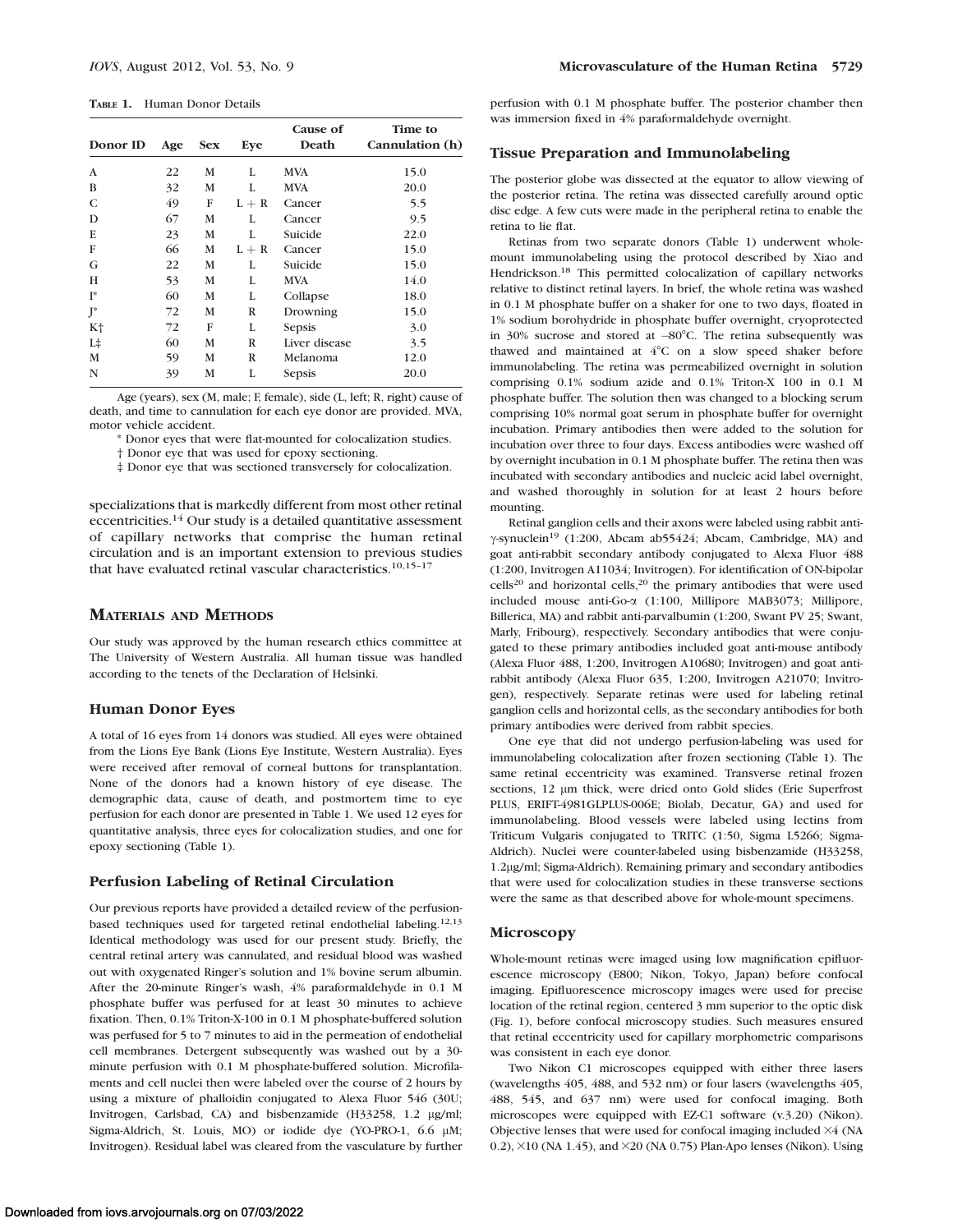**TABLE 1.** Human Donor Details

| Donor ID | Age | Sex | Eye | Cause of Death | Time to Cannulation (h) |
|---|---|---|---|---|---|
| A | 22 | M | L | MVA | 15.0 |
| B | 32 | M | L | MVA | 20.0 |
| C | 49 | F | L + R | Cancer | 5.5 |
| D | 67 | M | L | Cancer | 9.5 |
| E | 23 | M | L | Suicide | 22.0 |
| F | 66 | M | L + R | Cancer | 15.0 |
| G | 22 | M | L | Suicide | 15.0 |
| H | 53 | M | L | MVA | 14.0 |
| I* | 60 | M | L | Collapse | 18.0 |
| J* | 72 | M | R | Drowning | 15.0 |
| K† | 72 | F | L | Sepsis | 3.0 |
| L‡ | 60 | M | R | Liver disease | 3.5 |
| M | 59 | M | R | Melanoma | 12.0 |
| N | 39 | M | L | Sepsis | 20.0 |

Age (years), sex (M, male; F, female), side (L, left; R, right) cause of death, and time to cannulation for each eye donor are provided. MVA, motor vehicle accident.

\* Donor eyes that were flat-mounted for colocalization studies.

† Donor eye that was used for epoxy sectioning.

‡ Donor eye that was sectioned transversely for colocalization.

specializations that is markedly different from most other retinal eccentricities.[14] Our study is a detailed quantitative assessment of capillary networks that comprise the human retinal circulation and is an important extension to previous studies that have evaluated retinal vascular characteristics.[10,15–17]

## MATERIALS AND METHODS

Our study was approved by the human research ethics committee at The University of Western Australia. All human tissue was handled according to the tenets of the Declaration of Helsinki.

### Human Donor Eyes

A total of 16 eyes from 14 donors was studied. All eyes were obtained from the Lions Eye Bank (Lions Eye Institute, Western Australia). Eyes were received after removal of corneal buttons for transplantation. None of the donors had a known history of eye disease. The demographic data, cause of death, and postmortem time to eye perfusion for each donor are presented in Table 1. We used 12 eyes for quantitative analysis, three eyes for colocalization studies, and one for epoxy sectioning (Table 1).

### Perfusion Labeling of Retinal Circulation

Our previous reports have provided a detailed review of the perfusion-based techniques used for targeted retinal endothelial labeling.[12,13] Identical methodology was used for our present study. Briefly, the central retinal artery was cannulated, and residual blood was washed out with oxygenated Ringer's solution and 1% bovine serum albumin. After the 20-minute Ringer's wash, 4% paraformaldehyde in 0.1 M phosphate buffer was perfused for at least 30 minutes to achieve fixation. Then, 0.1% Triton-X-100 in 0.1 M phosphate-buffered solution was perfused for 5 to 7 minutes to aid in the permeation of endothelial cell membranes. Detergent subsequently was washed out by a 30-minute perfusion with 0.1 M phosphate-buffered solution. Microfilaments and cell nuclei then were labeled over the course of 2 hours by using a mixture of phalloidin conjugated to Alexa Fluor 546 (30U; Invitrogen, Carlsbad, CA) and bisbenzamide (H33258, 1.2 μg/ml; Sigma-Aldrich, St. Louis, MO) or iodide dye (YO-PRO-1, 6.6 μM; Invitrogen). Residual label was cleared from the vasculature by further perfusion with 0.1 M phosphate buffer. The posterior chamber then was immersion fixed in 4% paraformaldehyde overnight.

### Tissue Preparation and Immunolabeling

The posterior globe was dissected at the equator to allow viewing of the posterior retina. The retina was dissected carefully around optic disc edge. A few cuts were made in the peripheral retina to enable the retina to lie flat.

Retinas from two separate donors (Table 1) underwent whole-mount immunolabeling using the protocol described by Xiao and Hendrickson.[18] This permitted colocalization of capillary networks relative to distinct retinal layers. In brief, the whole retina was washed in 0.1 M phosphate buffer on a shaker for one to two days, floated in 1% sodium borohydride in phosphate buffer overnight, cryoprotected in 30% sucrose and stored at –80°C. The retina subsequently was thawed and maintained at 4°C on a slow speed shaker before immunolabeling. The retina was permeabilized overnight in solution comprising 0.1% sodium azide and 0.1% Triton-X 100 in 0.1 M phosphate buffer. The solution then was changed to a blocking serum comprising 10% normal goat serum in phosphate buffer for overnight incubation. Primary antibodies then were added to the solution for incubation over three to four days. Excess antibodies were washed off by overnight incubation in 0.1 M phosphate buffer. The retina then was incubated with secondary antibodies and nucleic acid label overnight, and washed thoroughly in solution for at least 2 hours before mounting.

Retinal ganglion cells and their axons were labeled using rabbit anti-γ-synuclein[19] (1:200, Abcam ab55424; Abcam, Cambridge, MA) and goat anti-rabbit secondary antibody conjugated to Alexa Fluor 488 (1:200, Invitrogen A11034; Invitrogen). For identification of ON-bipolar cells[20] and horizontal cells,[20] the primary antibodies that were used included mouse anti-Go-α (1:100, Millipore MAB3073; Millipore, Billerica, MA) and rabbit anti-parvalbumin (1:200, Swant PV 25; Swant, Marly, Fribourg), respectively. Secondary antibodies that were conjugated to these primary antibodies included goat anti-mouse antibody (Alexa Fluor 488, 1:200, Invitrogen A10680; Invitrogen) and goat anti-rabbit antibody (Alexa Fluor 635, 1:200, Invitrogen A21070; Invitrogen), respectively. Separate retinas were used for labeling retinal ganglion cells and horizontal cells, as the secondary antibodies for both primary antibodies were derived from rabbit species.

One eye that did not undergo perfusion-labeling was used for immunolabeling colocalization after frozen sectioning (Table 1). The same retinal eccentricity was examined. Transverse retinal frozen sections, 12 μm thick, were dried onto Gold slides (Erie Superfrost PLUS, ERIFT-4981GLPLUS-006E; Biolab, Decatur, GA) and used for immunolabeling. Blood vessels were labeled using lectins from Triticum Vulgaris conjugated to TRITC (1:50, Sigma L5266; Sigma-Aldrich). Nuclei were counter-labeled using bisbenzamide (H33258, 1.2μg/ml; Sigma-Aldrich). Remaining primary and secondary antibodies that were used for colocalization studies in these transverse sections were the same as that described above for whole-mount specimens.

### Microscopy

Whole-mount retinas were imaged using low magnification epifluorescence microscopy (E800; Nikon, Tokyo, Japan) before confocal imaging. Epifluorescence microscopy images were used for precise location of the retinal region, centered 3 mm superior to the optic disk (Fig. 1), before confocal microscopy studies. Such measures ensured that retinal eccentricity used for capillary morphometric comparisons was consistent in each eye donor.

Two Nikon C1 microscopes equipped with either three lasers (wavelengths 405, 488, and 532 nm) or four lasers (wavelengths 405, 488, 545, and 637 nm) were used for confocal imaging. Both microscopes were equipped with EZ-C1 software (v.3.20) (Nikon). Objective lenses that were used for confocal imaging included ×4 (NA 0.2), ×10 (NA 1.45), and ×20 (NA 0.75) Plan-Apo lenses (Nikon). Using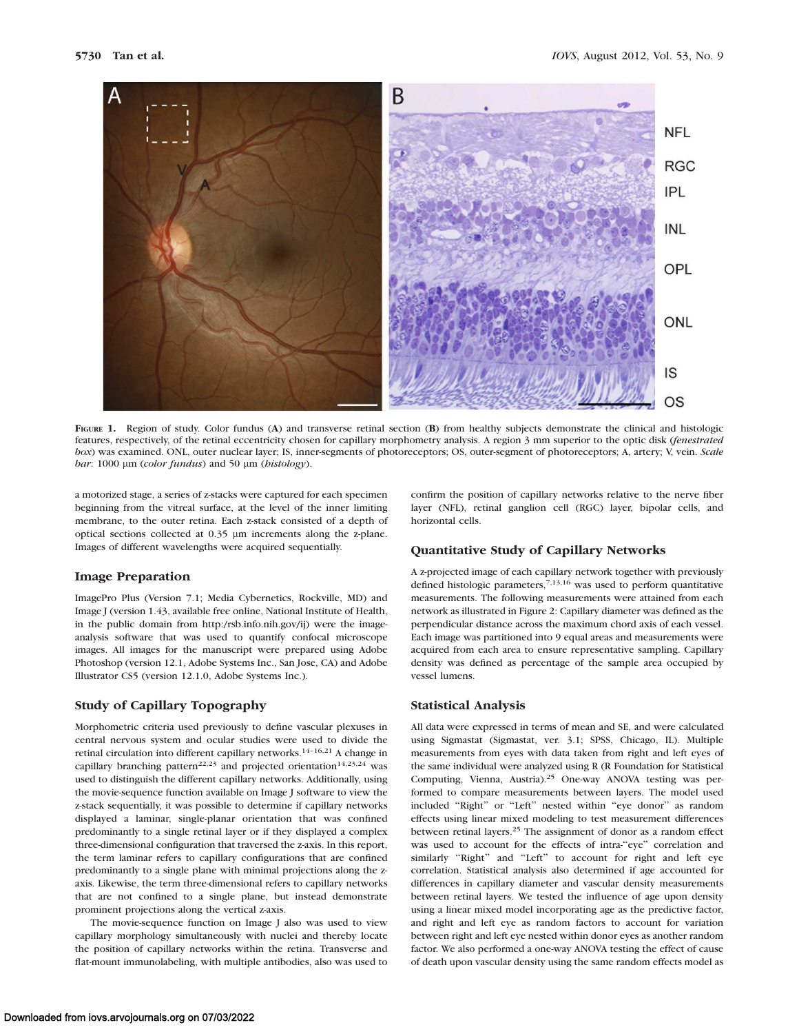**FIGURE 1.** Region of study. Color fundus (**A**) and transverse retinal section (**B**) from healthy subjects demonstrate the clinical and histologic features, respectively, of the retinal eccentricity chosen for capillary morphometry analysis. A region 3 mm superior to the optic disk (*fenestrated box*) was examined. ONL, outer nuclear layer; IS, inner-segments of photoreceptors; OS, outer-segment of photoreceptors; A, artery; V, vein. *Scale bar*: 1000 μm (*color fundus*) and 50 μm (*histology*).

a motorized stage, a series of z-stacks were captured for each specimen beginning from the vitreal surface, at the level of the inner limiting membrane, to the outer retina. Each z-stack consisted of a depth of optical sections collected at 0.35 μm increments along the z-plane. Images of different wavelengths were acquired sequentially.

## Image Preparation

ImagePro Plus (Version 7.1; Media Cybernetics, Rockville, MD) and Image J (version 1.43, available free online, National Institute of Health, in the public domain from http:/rsb.info.nih.gov/ij) were the image-analysis software that was used to quantify confocal microscope images. All images for the manuscript were prepared using Adobe Photoshop (version 12.1, Adobe Systems Inc., San Jose, CA) and Adobe Illustrator CS5 (version 12.1.0, Adobe Systems Inc.).

## Study of Capillary Topography

Morphometric criteria used previously to define vascular plexuses in central nervous system and ocular studies were used to divide the retinal circulation into different capillary networks.[14–16,21] A change in capillary branching pattern[22,23] and projected orientation[14,23,24] was used to distinguish the different capillary networks. Additionally, using the movie-sequence function available on Image J software to view the z-stack sequentially, it was possible to determine if capillary networks displayed a laminar, single-planar orientation that was confined predominantly to a single retinal layer or if they displayed a complex three-dimensional configuration that traversed the z-axis. In this report, the term laminar refers to capillary configurations that are confined predominantly to a single plane with minimal projections along the z-axis. Likewise, the term three-dimensional refers to capillary networks that are not confined to a single plane, but instead demonstrate prominent projections along the vertical z-axis.

The movie-sequence function on Image J also was used to view capillary morphology simultaneously with nuclei and thereby locate the position of capillary networks within the retina. Transverse and flat-mount immunolabeling, with multiple antibodies, also was used to confirm the position of capillary networks relative to the nerve fiber layer (NFL), retinal ganglion cell (RGC) layer, bipolar cells, and horizontal cells.

## Quantitative Study of Capillary Networks

A z-projected image of each capillary network together with previously defined histologic parameters,[7,13,16] was used to perform quantitative measurements. The following measurements were attained from each network as illustrated in Figure 2: Capillary diameter was defined as the perpendicular distance across the maximum chord axis of each vessel. Each image was partitioned into 9 equal areas and measurements were acquired from each area to ensure representative sampling. Capillary density was defined as percentage of the sample area occupied by vessel lumens.

## Statistical Analysis

All data were expressed in terms of mean and SE, and were calculated using Sigmastat (Sigmastat, ver. 3.1; SPSS, Chicago, IL). Multiple measurements from eyes with data taken from right and left eyes of the same individual were analyzed using R (R Foundation for Statistical Computing, Vienna, Austria).[25] One-way ANOVA testing was performed to compare measurements between layers. The model used included "Right" or "Left" nested within "eye donor" as random effects using linear mixed modeling to test measurement differences between retinal layers.[25] The assignment of donor as a random effect was used to account for the effects of intra-"eye" correlation and similarly "Right" and "Left" to account for right and left eye correlation. Statistical analysis also determined if age accounted for differences in capillary diameter and vascular density measurements between retinal layers. We tested the influence of age upon density using a linear mixed model incorporating age as the predictive factor, and right and left eye as random factors to account for variation between right and left eye nested within donor eyes as another random factor. We also performed a one-way ANOVA testing the effect of cause of death upon vascular density using the same random effects model as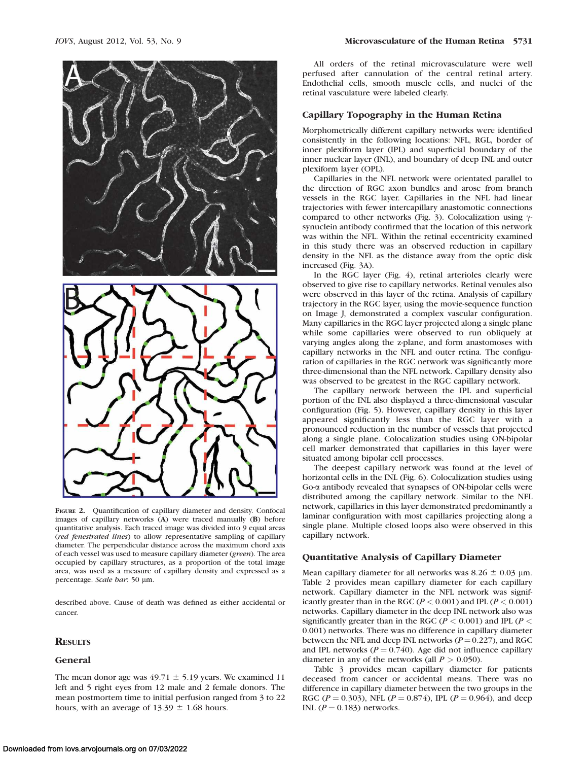FIGURE 2. Quantification of capillary diameter and density. Confocal images of capillary networks (A) were traced manually (B) before quantitative analysis. Each traced image was divided into 9 equal areas (*red fenestrated lines*) to allow representative sampling of capillary diameter. The perpendicular distance across the maximum chord axis of each vessel was used to measure capillary diameter (*green*). The area occupied by capillary structures, as a proportion of the total image area, was used as a measure of capillary density and expressed as a percentage. *Scale bar*: 50 μm.

described above. Cause of death was defined as either accidental or cancer.

# RESULTS

## General

The mean donor age was 49.71 ± 5.19 years. We examined 11 left and 5 right eyes from 12 male and 2 female donors. The mean postmortem time to initial perfusion ranged from 3 to 22 hours, with an average of 13.39 ± 1.68 hours.

All orders of the retinal microvasculature were well perfused after cannulation of the central retinal artery. Endothelial cells, smooth muscle cells, and nuclei of the retinal vasculature were labeled clearly.

## Capillary Topography in the Human Retina

Morphometrically different capillary networks were identified consistently in the following locations: NFL, RGL, border of inner plexiform layer (IPL) and superficial boundary of the inner nuclear layer (INL), and boundary of deep INL and outer plexiform layer (OPL).

Capillaries in the NFL network were orientated parallel to the direction of RGC axon bundles and arose from branch vessels in the RGC layer. Capillaries in the NFL had linear trajectories with fewer intercapillary anastomotic connections compared to other networks (Fig. 3). Colocalization using γ-synuclein antibody confirmed that the location of this network was within the NFL. Within the retinal eccentricity examined in this study there was an observed reduction in capillary density in the NFL as the distance away from the optic disk increased (Fig. 3A).

In the RGC layer (Fig. 4), retinal arterioles clearly were observed to give rise to capillary networks. Retinal venules also were observed in this layer of the retina. Analysis of capillary trajectory in the RGC layer, using the movie-sequence function on Image J, demonstrated a complex vascular configuration. Many capillaries in the RGC layer projected along a single plane while some capillaries were observed to run obliquely at varying angles along the z-plane, and form anastomoses with capillary networks in the NFL and outer retina. The configuration of capillaries in the RGC network was significantly more three-dimensional than the NFL network. Capillary density also was observed to be greatest in the RGC capillary network.

The capillary network between the IPL and superficial portion of the INL also displayed a three-dimensional vascular configuration (Fig. 5). However, capillary density in this layer appeared significantly less than the RGC layer with a pronounced reduction in the number of vessels that projected along a single plane. Colocalization studies using ON-bipolar cell marker demonstrated that capillaries in this layer were situated among bipolar cell processes.

The deepest capillary network was found at the level of horizontal cells in the INL (Fig. 6). Colocalization studies using Go-α antibody revealed that synapses of ON-bipolar cells were distributed among the capillary network. Similar to the NFL network, capillaries in this layer demonstrated predominantly a laminar configuration with most capillaries projecting along a single plane. Multiple closed loops also were observed in this capillary network.

## Quantitative Analysis of Capillary Diameter

Mean capillary diameter for all networks was 8.26 ± 0.03 μm. Table 2 provides mean capillary diameter for each capillary network. Capillary diameter in the NFL network was significantly greater than in the RGC ($P < 0.001$) and IPL ($P < 0.001$) networks. Capillary diameter in the deep INL network also was significantly greater than in the RGC ($P < 0.001$) and IPL ($P < 0.001$) networks. There was no difference in capillary diameter between the NFL and deep INL networks ($P = 0.227$), and RGC and IPL networks ($P = 0.740$). Age did not influence capillary diameter in any of the networks (all $P > 0.050$).

Table 3 provides mean capillary diameter for patients deceased from cancer or accidental means. There was no difference in capillary diameter between the two groups in the RGC ($P = 0.303$), NFL ($P = 0.874$), IPL ($P = 0.964$), and deep INL ($P = 0.183$) networks.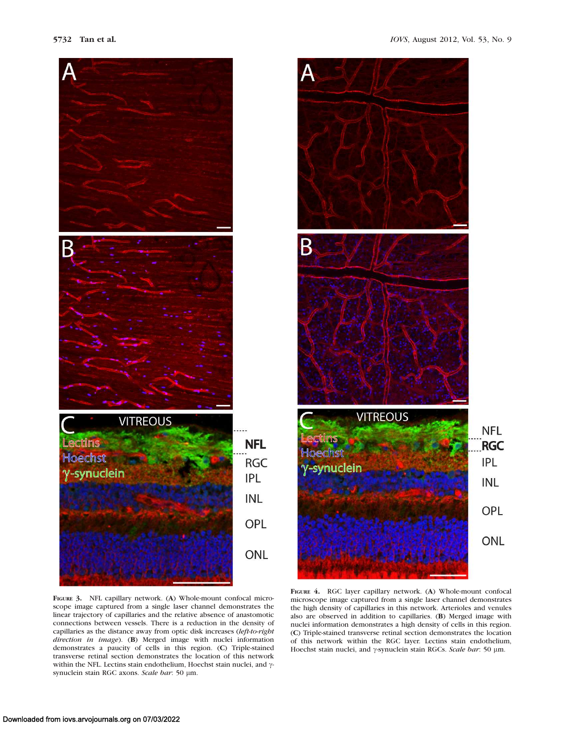**Figure 3.** NFL capillary network. (**A**) Whole-mount confocal microscope image captured from a single laser channel demonstrates the linear trajectory of capillaries and the relative absence of anastomotic connections between vessels. There is a reduction in the density of capillaries as the distance away from optic disk increases (*left-to-right direction in image*). (**B**) Merged image with nuclei information demonstrates a paucity of cells in this region. (**C**) Triple-stained transverse retinal section demonstrates the location of this network within the NFL. Lectins stain endothelium, Hoechst stain nuclei, and γ-synuclein stain RGC axons. *Scale bar*: 50 μm.

**Figure 4.** RGC layer capillary network. (**A**) Whole-mount confocal microscope image captured from a single laser channel demonstrates the high density of capillaries in this network. Arterioles and venules also are observed in addition to capillaries. (**B**) Merged image with nuclei information demonstrates a high density of cells in this region. (**C**) Triple-stained transverse retinal section demonstrates the location of this network within the RGC layer. Lectins stain endothelium, Hoechst stain nuclei, and γ-synuclein stain RGCs. *Scale bar*: 50 μm.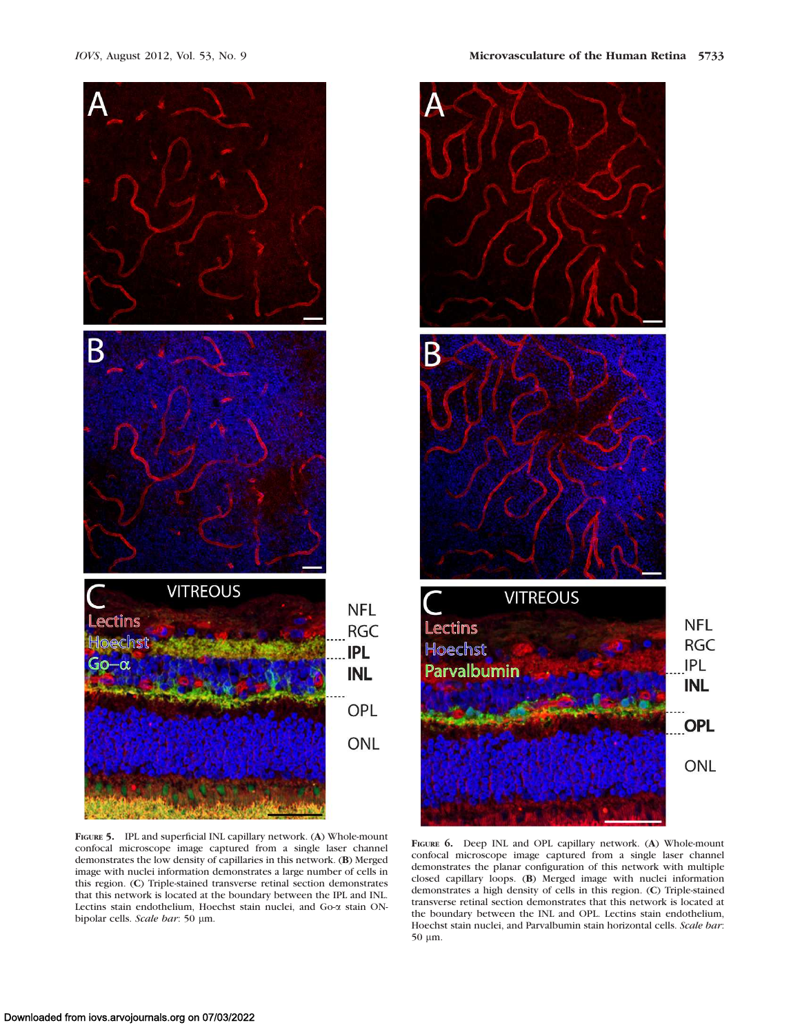**Figure 5.** IPL and superficial INL capillary network. (**A**) Whole-mount confocal microscope image captured from a single laser channel demonstrates the low density of capillaries in this network. (**B**) Merged image with nuclei information demonstrates a large number of cells in this region. (**C**) Triple-stained transverse retinal section demonstrates that this network is located at the boundary between the IPL and INL. Lectins stain endothelium, Hoechst stain nuclei, and Go-α stain ON-bipolar cells. *Scale bar*: 50 µm.

**Figure 6.** Deep INL and OPL capillary network. (**A**) Whole-mount confocal microscope image captured from a single laser channel demonstrates the planar configuration of this network with multiple closed capillary loops. (**B**) Merged image with nuclei information demonstrates a high density of cells in this region. (**C**) Triple-stained transverse retinal section demonstrates that this network is located at the boundary between the INL and OPL. Lectins stain endothelium, Hoechst stain nuclei, and Parvalbumin stain horizontal cells. *Scale bar*: 50 µm.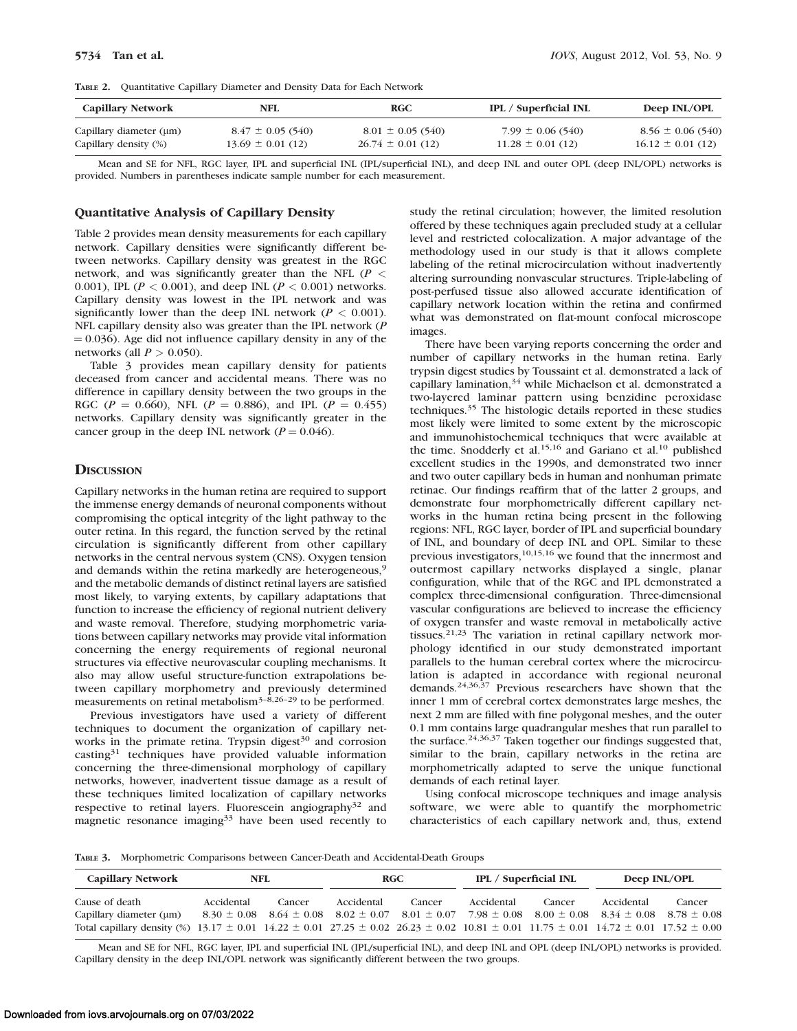**Table 2.** Quantitative Capillary Diameter and Density Data for Each Network

| Capillary Network | NFL | RGC | IPL / Superficial INL | Deep INL/OPL |
|---|---|---|---|---|
| Capillary diameter (μm) | 8.47 ± 0.05 (540) | 8.01 ± 0.05 (540) | 7.99 ± 0.06 (540) | 8.56 ± 0.06 (540) |
| Capillary density (%) | 13.69 ± 0.01 (12) | 26.74 ± 0.01 (12) | 11.28 ± 0.01 (12) | 16.12 ± 0.01 (12) |

Mean and SE for NFL, RGC layer, IPL and superficial INL (IPL/superficial INL), and deep INL and outer OPL (deep INL/OPL) networks is provided. Numbers in parentheses indicate sample number for each measurement.

### Quantitative Analysis of Capillary Density

Table 2 provides mean density measurements for each capillary network. Capillary densities were significantly different between networks. Capillary density was greatest in the RGC network, and was significantly greater than the NFL ($P < 0.001$), IPL ($P < 0.001$), and deep INL ($P < 0.001$) networks. Capillary density was lowest in the IPL network and was significantly lower than the deep INL network ($P < 0.001$). NFL capillary density also was greater than the IPL network ($P = 0.036$). Age did not influence capillary density in any of the networks (all $P > 0.050$).

Table 3 provides mean capillary density for patients deceased from cancer and accidental means. There was no difference in capillary density between the two groups in the RGC ($P = 0.660$), NFL ($P = 0.886$), and IPL ($P = 0.455$) networks. Capillary density was significantly greater in the cancer group in the deep INL network ($P = 0.046$).

## Discussion

Capillary networks in the human retina are required to support the immense energy demands of neuronal components without compromising the optical integrity of the light pathway to the outer retina. In this regard, the function served by the retinal circulation is significantly different from other capillary networks in the central nervous system (CNS). Oxygen tension and demands within the retina markedly are heterogeneous,[9] and the metabolic demands of distinct retinal layers are satisfied most likely, to varying extents, by capillary adaptations that function to increase the efficiency of regional nutrient delivery and waste removal. Therefore, studying morphometric variations between capillary networks may provide vital information concerning the energy requirements of regional neuronal structures via effective neurovascular coupling mechanisms. It also may allow useful structure-function extrapolations between capillary morphometry and previously determined measurements on retinal metabolism[3–8,26–29] to be performed.

Previous investigators have used a variety of different techniques to document the organization of capillary networks in the primate retina. Trypsin digest[30] and corrosion casting[31] techniques have provided valuable information concerning the three-dimensional morphology of capillary networks, however, inadvertent tissue damage as a result of these techniques limited localization of capillary networks respective to retinal layers. Fluorescein angiography[32] and magnetic resonance imaging[33] have been used recently to study the retinal circulation; however, the limited resolution offered by these techniques again precluded study at a cellular level and restricted colocalization. A major advantage of the methodology used in our study is that it allows complete labeling of the retinal microcirculation without inadvertently altering surrounding nonvascular structures. Triple-labeling of post-perfused tissue also allowed accurate identification of capillary network location within the retina and confirmed what was demonstrated on flat-mount confocal microscope images.

There have been varying reports concerning the order and number of capillary networks in the human retina. Early trypsin digest studies by Toussaint et al. demonstrated a lack of capillary lamination,[34] while Michaelson et al. demonstrated a two-layered laminar pattern using benzidine peroxidase techniques.[35] The histologic details reported in these studies most likely were limited to some extent by the microscopic and immunohistochemical techniques that were available at the time. Snodderly et al.[15,16] and Gariano et al.[10] published excellent studies in the 1990s, and demonstrated two inner and two outer capillary beds in human and nonhuman primate retinae. Our findings reaffirm that of the latter 2 groups, and demonstrate four morphometrically different capillary networks in the human retina being present in the following regions: NFL, RGC layer, border of IPL and superficial boundary of INL, and boundary of deep INL and OPL. Similar to these previous investigators,[10,15,16] we found that the innermost and outermost capillary networks displayed a single, planar configuration, while that of the RGC and IPL demonstrated a complex three-dimensional configuration. Three-dimensional vascular configurations are believed to increase the efficiency of oxygen transfer and waste removal in metabolically active tissues.[21,23] The variation in retinal capillary network morphology identified in our study demonstrated important parallels to the human cerebral cortex where the microcirculation is adapted in accordance with regional neuronal demands.[24,36,37] Previous researchers have shown that the inner 1 mm of cerebral cortex demonstrates large meshes, the next 2 mm are filled with fine polygonal meshes, and the outer 0.1 mm contains large quadrangular meshes that run parallel to the surface.[24,36,37] Taken together our findings suggested that, similar to the brain, capillary networks in the retina are morphometrically adapted to serve the unique functional demands of each retinal layer.

Using confocal microscope techniques and image analysis software, we were able to quantify the morphometric characteristics of each capillary network and, thus, extend

**Table 3.** Morphometric Comparisons between Cancer-Death and Accidental-Death Groups

| Capillary Network | NFL | | RGC | | IPL / Superficial INL | | Deep INL/OPL | |
|---|---|---|---|---|---|---|---|---|
| Cause of death | Accidental | Cancer | Accidental | Cancer | Accidental | Cancer | Accidental | Cancer |
| Capillary diameter (μm) | 8.30 ± 0.08 | 8.64 ± 0.08 | 8.02 ± 0.07 | 8.01 ± 0.07 | 7.98 ± 0.08 | 8.00 ± 0.08 | 8.34 ± 0.08 | 8.78 ± 0.08 |
| Total capillary density (%) | 13.17 ± 0.01 | 14.22 ± 0.01 | 27.25 ± 0.02 | 26.23 ± 0.02 | 10.81 ± 0.01 | 11.75 ± 0.01 | 14.72 ± 0.01 | 17.52 ± 0.00 |

Mean and SE for NFL, RGC layer, IPL and superficial INL (IPL/superficial INL), and deep INL and OPL (deep INL/OPL) networks is provided. Capillary density in the deep INL/OPL network was significantly different between the two groups.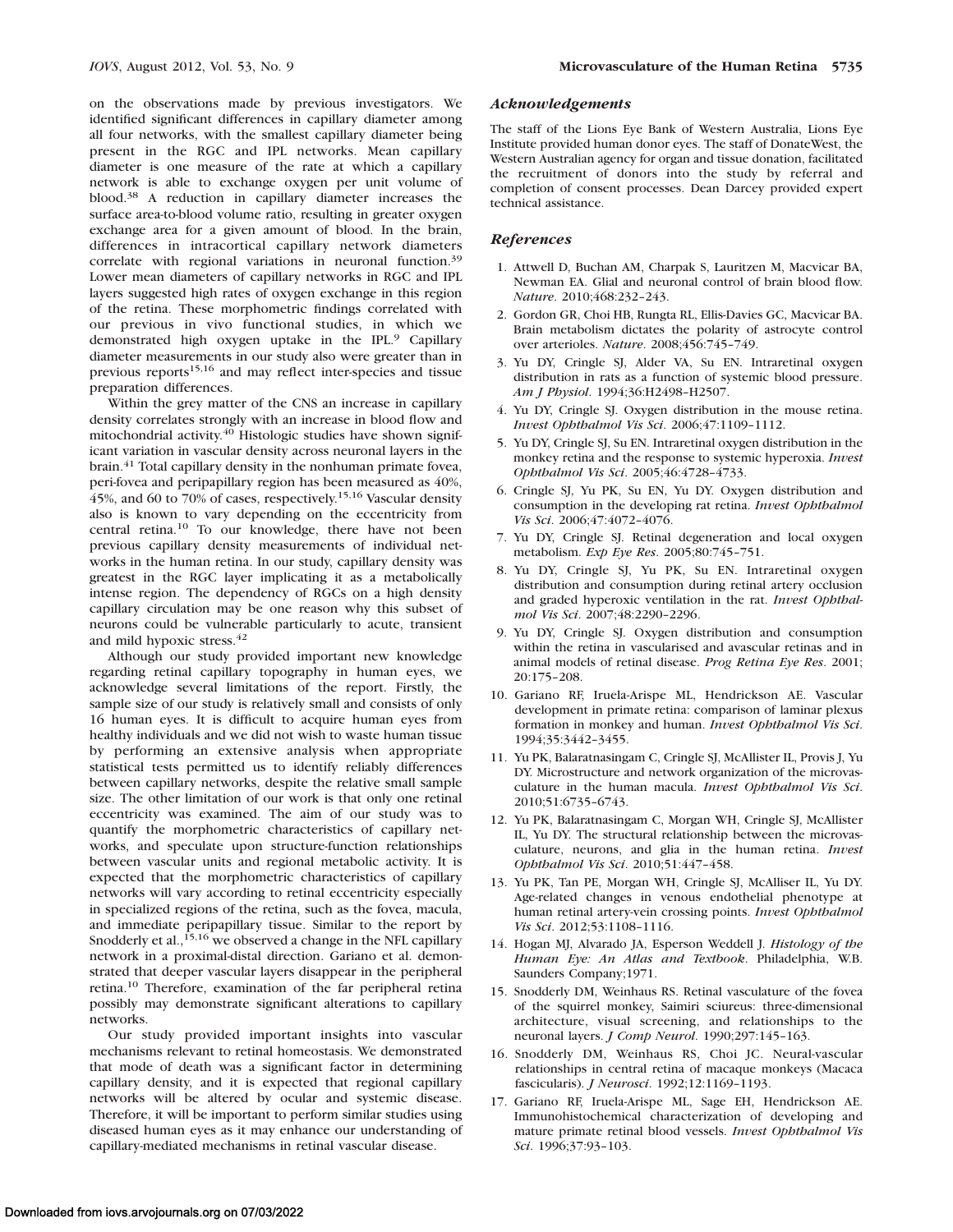on the observations made by previous investigators. We identified significant differences in capillary diameter among all four networks, with the smallest capillary diameter being present in the RGC and IPL networks. Mean capillary diameter is one measure of the rate at which a capillary network is able to exchange oxygen per unit volume of blood.[38] A reduction in capillary diameter increases the surface area-to-blood volume ratio, resulting in greater oxygen exchange area for a given amount of blood. In the brain, differences in intracortical capillary network diameters correlate with regional variations in neuronal function.[39] Lower mean diameters of capillary networks in RGC and IPL layers suggested high rates of oxygen exchange in this region of the retina. These morphometric findings correlated with our previous in vivo functional studies, in which we demonstrated high oxygen uptake in the IPL.[9] Capillary diameter measurements in our study also were greater than in previous reports[15,16] and may reflect inter-species and tissue preparation differences.

Within the grey matter of the CNS an increase in capillary density correlates strongly with an increase in blood flow and mitochondrial activity.[40] Histologic studies have shown significant variation in vascular density across neuronal layers in the brain.[41] Total capillary density in the nonhuman primate fovea, peri-fovea and peripapillary region has been measured as 40%, 45%, and 60 to 70% of cases, respectively.[15,16] Vascular density also is known to vary depending on the eccentricity from central retina.[10] To our knowledge, there have not been previous capillary density measurements of individual networks in the human retina. In our study, capillary density was greatest in the RGC layer implicating it as a metabolically intense region. The dependency of RGCs on a high density capillary circulation may be one reason why this subset of neurons could be vulnerable particularly to acute, transient and mild hypoxic stress.[42]

Although our study provided important new knowledge regarding retinal capillary topography in human eyes, we acknowledge several limitations of the report. Firstly, the sample size of our study is relatively small and consists of only 16 human eyes. It is difficult to acquire human eyes from healthy individuals and we did not wish to waste human tissue by performing an extensive analysis when appropriate statistical tests permitted us to identify reliably differences between capillary networks, despite the relative small sample size. The other limitation of our work is that only one retinal eccentricity was examined. The aim of our study was to quantify the morphometric characteristics of capillary networks, and speculate upon structure-function relationships between vascular units and regional metabolic activity. It is expected that the morphometric characteristics of capillary networks will vary according to retinal eccentricity especially in specialized regions of the retina, such as the fovea, macula, and immediate peripapillary tissue. Similar to the report by Snodderly et al.,[15,16] we observed a change in the NFL capillary network in a proximal-distal direction. Gariano et al. demonstrated that deeper vascular layers disappear in the peripheral retina.[10] Therefore, examination of the far peripheral retina possibly may demonstrate significant alterations to capillary networks.

Our study provided important insights into vascular mechanisms relevant to retinal homeostasis. We demonstrated that mode of death was a significant factor in determining capillary density, and it is expected that regional capillary networks will be altered by ocular and systemic disease. Therefore, it will be important to perform similar studies using diseased human eyes as it may enhance our understanding of capillary-mediated mechanisms in retinal vascular disease.

### *Acknowledgements*

The staff of the Lions Eye Bank of Western Australia, Lions Eye Institute provided human donor eyes. The staff of DonateWest, the Western Australian agency for organ and tissue donation, facilitated the recruitment of donors into the study by referral and completion of consent processes. Dean Darcey provided expert technical assistance.

### *References*

1. Attwell D, Buchan AM, Charpak S, Lauritzen M, Macvicar BA, Newman EA. Glial and neuronal control of brain blood flow. *Nature*. 2010;468:232–243.
2. Gordon GR, Choi HB, Rungta RL, Ellis-Davies GC, Macvicar BA. Brain metabolism dictates the polarity of astrocyte control over arterioles. *Nature*. 2008;456:745–749.
3. Yu DY, Cringle SJ, Alder VA, Su EN. Intraretinal oxygen distribution in rats as a function of systemic blood pressure. *Am J Physiol*. 1994;36:H2498–H2507.
4. Yu DY, Cringle SJ. Oxygen distribution in the mouse retina. *Invest Ophthalmol Vis Sci*. 2006;47:1109–1112.
5. Yu DY, Cringle SJ, Su EN. Intraretinal oxygen distribution in the monkey retina and the response to systemic hyperoxia. *Invest Ophthalmol Vis Sci*. 2005;46:4728–4733.
6. Cringle SJ, Yu PK, Su EN, Yu DY. Oxygen distribution and consumption in the developing rat retina. *Invest Ophthalmol Vis Sci*. 2006;47:4072–4076.
7. Yu DY, Cringle SJ. Retinal degeneration and local oxygen metabolism. *Exp Eye Res*. 2005;80:745–751.
8. Yu DY, Cringle SJ, Yu PK, Su EN. Intraretinal oxygen distribution and consumption during retinal artery occlusion and graded hyperoxic ventilation in the rat. *Invest Ophthalmol Vis Sci*. 2007;48:2290–2296.
9. Yu DY, Cringle SJ. Oxygen distribution and consumption within the retina in vascularised and avascular retinas and in animal models of retinal disease. *Prog Retina Eye Res*. 2001;20:175–208.
10. Gariano RF, Iruela-Arispe ML, Hendrickson AE. Vascular development in primate retina: comparison of laminar plexus formation in monkey and human. *Invest Ophthalmol Vis Sci*. 1994;35:3442–3455.
11. Yu PK, Balaratnasingam C, Cringle SJ, McAllister IL, Provis J, Yu DY. Microstructure and network organization of the microvasculature in the human macula. *Invest Ophthalmol Vis Sci*. 2010;51:6735–6743.
12. Yu PK, Balaratnasingam C, Morgan WH, Cringle SJ, McAllister IL, Yu DY. The structural relationship between the microvasculature, neurons, and glia in the human retina. *Invest Ophthalmol Vis Sci*. 2010;51:447–458.
13. Yu PK, Tan PE, Morgan WH, Cringle SJ, McAlliser IL, Yu DY. Age-related changes in venous endothelial phenotype at human retinal artery-vein crossing points. *Invest Ophthalmol Vis Sci*. 2012;53:1108–1116.
14. Hogan MJ, Alvarado JA, Esperson Weddell J. *Histology of the Human Eye: An Atlas and Textbook*. Philadelphia, W.B. Saunders Company;1971.
15. Snodderly DM, Weinhaus RS. Retinal vasculature of the fovea of the squirrel monkey, Saimiri sciureus: three-dimensional architecture, visual screening, and relationships to the neuronal layers. *J Comp Neurol*. 1990;297:145–163.
16. Snodderly DM, Weinhaus RS, Choi JC. Neural-vascular relationships in central retina of macaque monkeys (Macaca fascicularis). *J Neurosci*. 1992;12:1169–1193.
17. Gariano RF, Iruela-Arispe ML, Sage EH, Hendrickson AE. Immunohistochemical characterization of developing and mature primate retinal blood vessels. *Invest Ophthalmol Vis Sci*. 1996;37:93–103.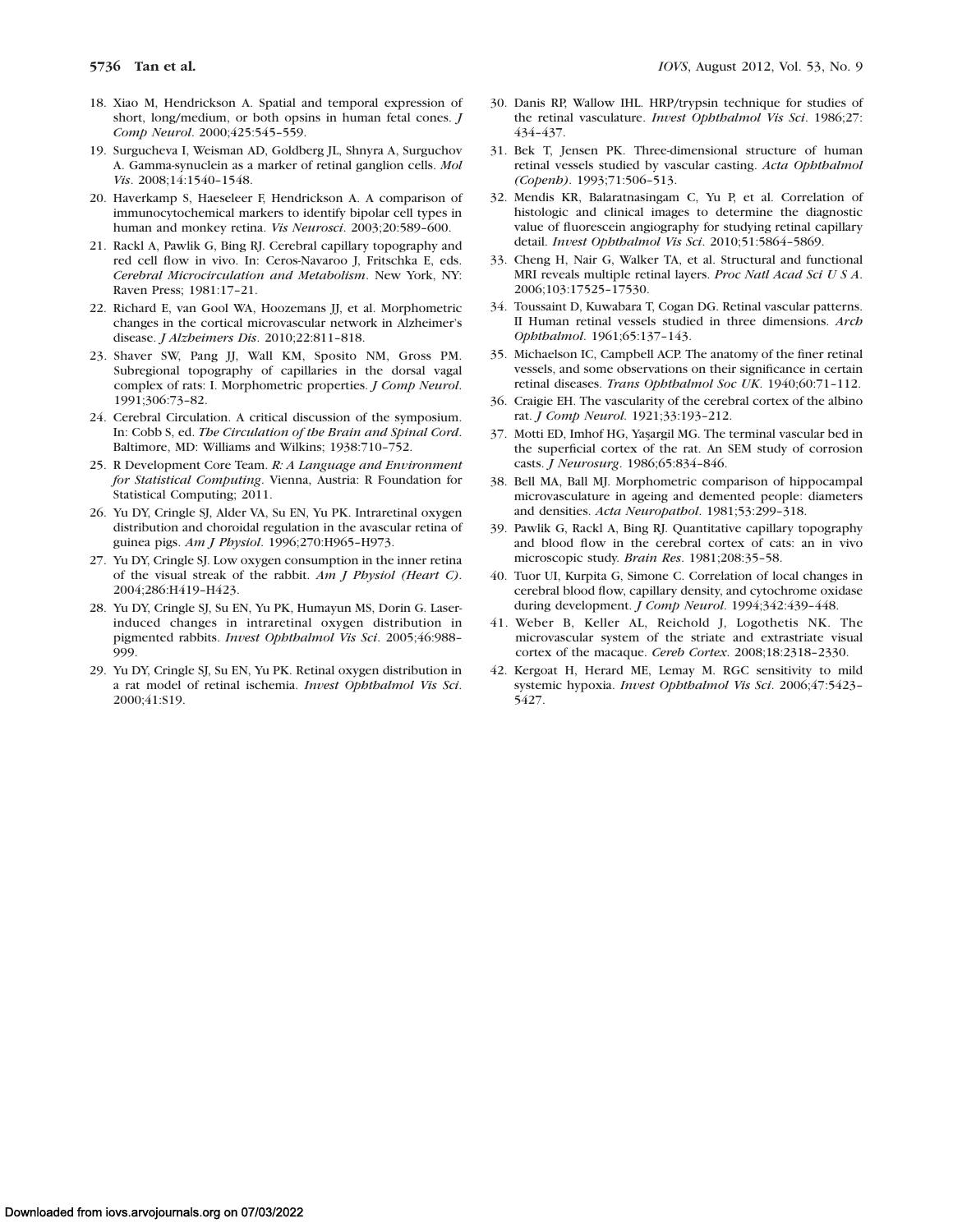18. Xiao M, Hendrickson A. Spatial and temporal expression of short, long/medium, or both opsins in human fetal cones. *J Comp Neurol*. 2000;425:545–559.

19. Surgucheva I, Weisman AD, Goldberg JL, Shnyra A, Surguchov A. Gamma-synuclein as a marker of retinal ganglion cells. *Mol Vis*. 2008;14:1540–1548.

20. Haverkamp S, Haeseleer F, Hendrickson A. A comparison of immunocytochemical markers to identify bipolar cell types in human and monkey retina. *Vis Neurosci*. 2003;20:589–600.

21. Rackl A, Pawlik G, Bing RJ. Cerebral capillary topography and red cell flow in vivo. In: Ceros-Navaroo J, Fritschka E, eds. *Cerebral Microcirculation and Metabolism*. New York, NY: Raven Press; 1981:17–21.

22. Richard E, van Gool WA, Hoozemans JJ, et al. Morphometric changes in the cortical microvascular network in Alzheimer's disease. *J Alzheimers Dis*. 2010;22:811–818.

23. Shaver SW, Pang JJ, Wall KM, Sposito NM, Gross PM. Subregional topography of capillaries in the dorsal vagal complex of rats: I. Morphometric properties. *J Comp Neurol*. 1991;306:73–82.

24. Cerebral Circulation. A critical discussion of the symposium. In: Cobb S, ed. *The Circulation of the Brain and Spinal Cord*. Baltimore, MD: Williams and Wilkins; 1938:710–752.

25. R Development Core Team. *R: A Language and Environment for Statistical Computing*. Vienna, Austria: R Foundation for Statistical Computing; 2011.

26. Yu DY, Cringle SJ, Alder VA, Su EN, Yu PK. Intraretinal oxygen distribution and choroidal regulation in the avascular retina of guinea pigs. *Am J Physiol*. 1996;270:H965–H973.

27. Yu DY, Cringle SJ. Low oxygen consumption in the inner retina of the visual streak of the rabbit. *Am J Physiol (Heart C)*. 2004;286:H419–H423.

28. Yu DY, Cringle SJ, Su EN, Yu PK, Humayun MS, Dorin G. Laser-induced changes in intraretinal oxygen distribution in pigmented rabbits. *Invest Ophthalmol Vis Sci*. 2005;46:988–999.

29. Yu DY, Cringle SJ, Su EN, Yu PK. Retinal oxygen distribution in a rat model of retinal ischemia. *Invest Ophthalmol Vis Sci*. 2000;41:S19.

30. Danis RP, Wallow IHL. HRP/trypsin technique for studies of the retinal vasculature. *Invest Ophthalmol Vis Sci*. 1986;27:434–437.

31. Bek T, Jensen PK. Three-dimensional structure of human retinal vessels studied by vascular casting. *Acta Ophthalmol (Copenh)*. 1993;71:506–513.

32. Mendis KR, Balaratnasingam C, Yu P, et al. Correlation of histologic and clinical images to determine the diagnostic value of fluorescein angiography for studying retinal capillary detail. *Invest Ophthalmol Vis Sci*. 2010;51:5864–5869.

33. Cheng H, Nair G, Walker TA, et al. Structural and functional MRI reveals multiple retinal layers. *Proc Natl Acad Sci U S A*. 2006;103:17525–17530.

34. Toussaint D, Kuwabara T, Cogan DG. Retinal vascular patterns. II Human retinal vessels studied in three dimensions. *Arch Ophthalmol*. 1961;65:137–143.

35. Michaelson IC, Campbell ACP. The anatomy of the finer retinal vessels, and some observations on their significance in certain retinal diseases. *Trans Ophthalmol Soc UK*. 1940;60:71–112.

36. Craigie EH. The vascularity of the cerebral cortex of the albino rat. *J Comp Neurol*. 1921;33:193–212.

37. Motti ED, Imhof HG, Yaşargil MG. The terminal vascular bed in the superficial cortex of the rat. An SEM study of corrosion casts. *J Neurosurg*. 1986;65:834–846.

38. Bell MA, Ball MJ. Morphometric comparison of hippocampal microvasculature in ageing and demented people: diameters and densities. *Acta Neuropathol*. 1981;53:299–318.

39. Pawlik G, Rackl A, Bing RJ. Quantitative capillary topography and blood flow in the cerebral cortex of cats: an in vivo microscopic study. *Brain Res*. 1981;208:35–58.

40. Tuor UI, Kurpita G, Simone C. Correlation of local changes in cerebral blood flow, capillary density, and cytochrome oxidase during development. *J Comp Neurol*. 1994;342:439–448.

41. Weber B, Keller AL, Reichold J, Logothetis NK. The microvascular system of the striate and extrastriate visual cortex of the macaque. *Cereb Cortex*. 2008;18:2318–2330.

42. Kergoat H, Herard ME, Lemay M. RGC sensitivity to mild systemic hypoxia. *Invest Ophthalmol Vis Sci*. 2006;47:5423–5427.